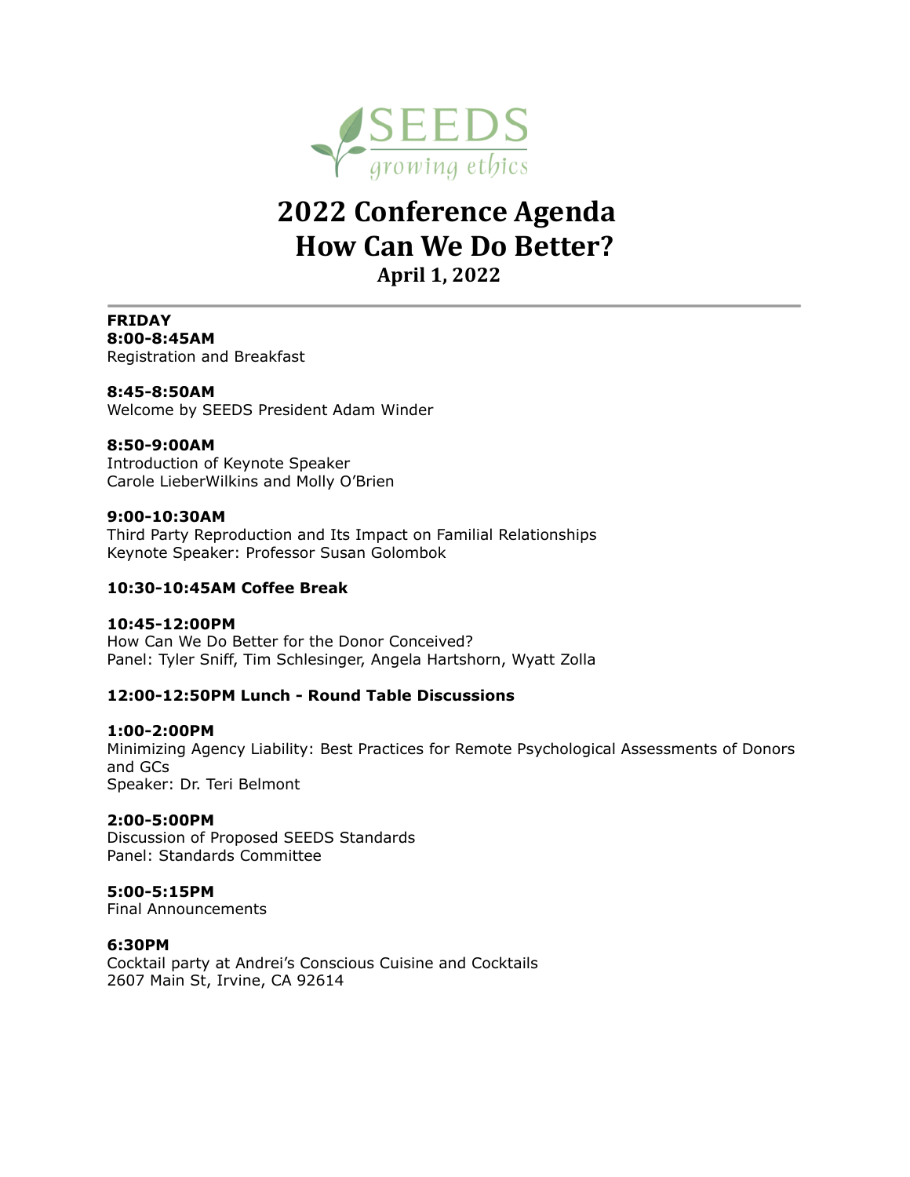SEEDS

*growing ethics*

# 2022 Conference Agenda
# How Can We Do Better?
## April 1, 2022

---

**FRIDAY**
**8:00-8:45AM**
Registration and Breakfast

**8:45-8:50AM**
Welcome by SEEDS President Adam Winder

**8:50-9:00AM**
Introduction of Keynote Speaker
Carole LieberWilkins and Molly O'Brien

**9:00-10:30AM**
Third Party Reproduction and Its Impact on Familial Relationships
Keynote Speaker: Professor Susan Golombok

**10:30-10:45AM Coffee Break**

**10:45-12:00PM**
How Can We Do Better for the Donor Conceived?
Panel: Tyler Sniff, Tim Schlesinger, Angela Hartshorn, Wyatt Zolla

**12:00-12:50PM Lunch - Round Table Discussions**

**1:00-2:00PM**
Minimizing Agency Liability: Best Practices for Remote Psychological Assessments of Donors and GCs
Speaker: Dr. Teri Belmont

**2:00-5:00PM**
Discussion of Proposed SEEDS Standards
Panel: Standards Committee

**5:00-5:15PM**
Final Announcements

**6:30PM**
Cocktail party at Andrei's Conscious Cuisine and Cocktails
2607 Main St, Irvine, CA 92614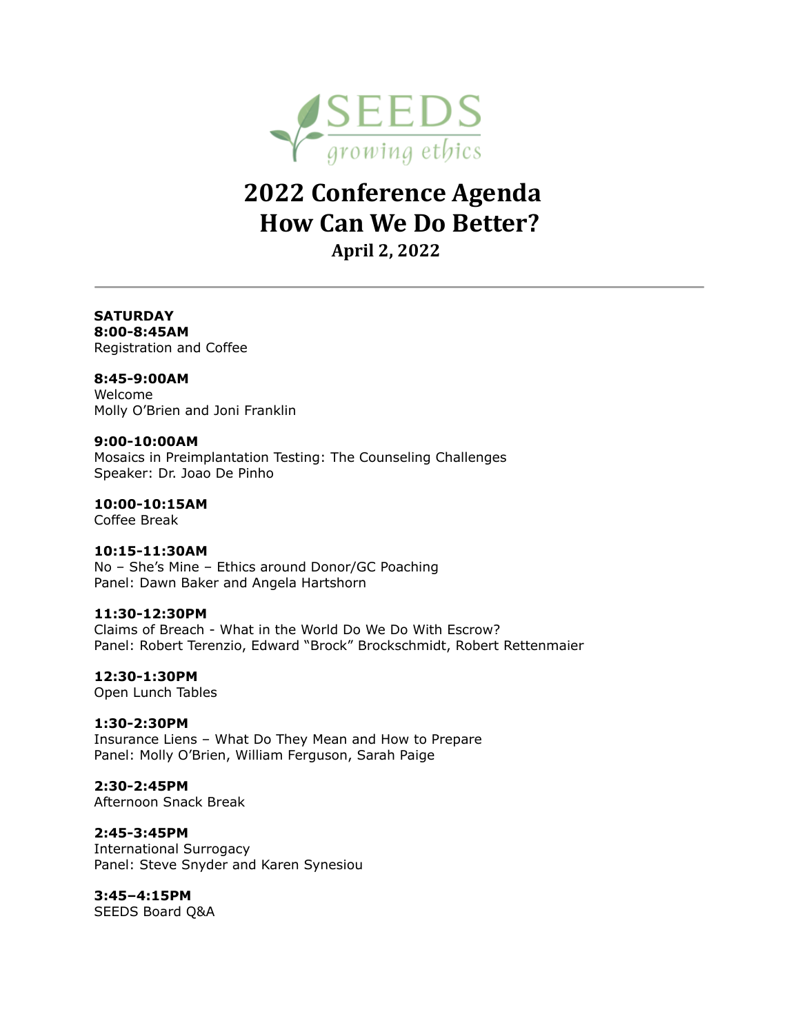SEEDS
growing ethics

# 2022 Conference Agenda
# How Can We Do Better?
## April 2, 2022

---

**SATURDAY**
**8:00-8:45AM**
Registration and Coffee

**8:45-9:00AM**
Welcome
Molly O'Brien and Joni Franklin

**9:00-10:00AM**
Mosaics in Preimplantation Testing: The Counseling Challenges
Speaker: Dr. Joao De Pinho

**10:00-10:15AM**
Coffee Break

**10:15-11:30AM**
No – She's Mine – Ethics around Donor/GC Poaching
Panel: Dawn Baker and Angela Hartshorn

**11:30-12:30PM**
Claims of Breach - What in the World Do We Do With Escrow?
Panel: Robert Terenzio, Edward "Brock" Brockschmidt, Robert Rettenmaier

**12:30-1:30PM**
Open Lunch Tables

**1:30-2:30PM**
Insurance Liens – What Do They Mean and How to Prepare
Panel: Molly O'Brien, William Ferguson, Sarah Paige

**2:30-2:45PM**
Afternoon Snack Break

**2:45-3:45PM**
International Surrogacy
Panel: Steve Snyder and Karen Synesiou

**3:45–4:15PM**
SEEDS Board Q&A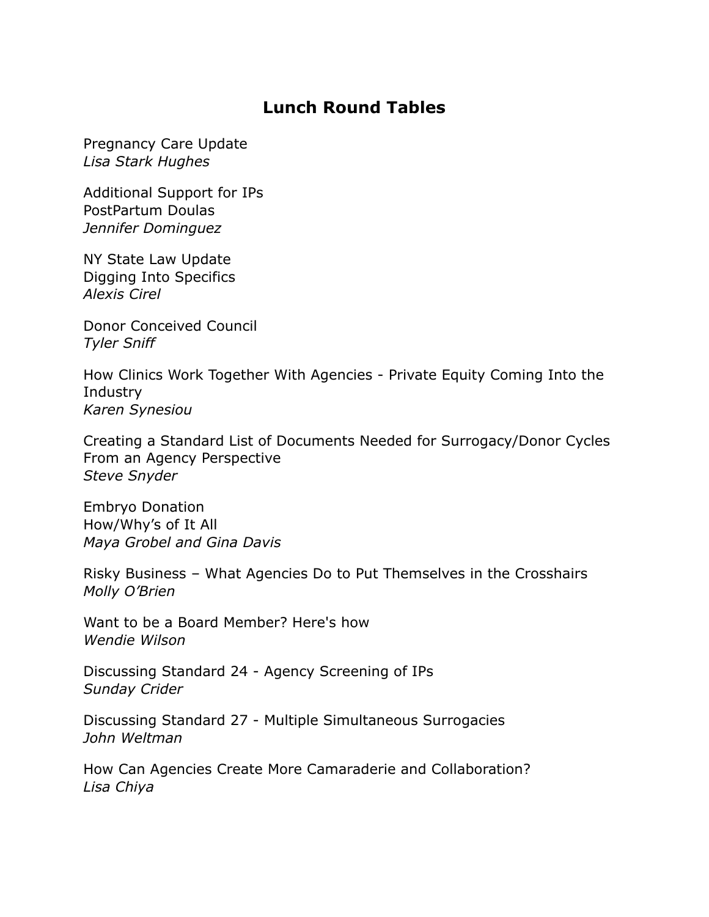# Lunch Round Tables

Pregnancy Care Update
*Lisa Stark Hughes*

Additional Support for IPs
PostPartum Doulas
*Jennifer Dominguez*

NY State Law Update
Digging Into Specifics
*Alexis Cirel*

Donor Conceived Council
*Tyler Sniff*

How Clinics Work Together With Agencies - Private Equity Coming Into the Industry
*Karen Synesiou*

Creating a Standard List of Documents Needed for Surrogacy/Donor Cycles From an Agency Perspective
*Steve Snyder*

Embryo Donation
How/Why's of It All
*Maya Grobel and Gina Davis*

Risky Business – What Agencies Do to Put Themselves in the Crosshairs
*Molly O'Brien*

Want to be a Board Member? Here's how
*Wendie Wilson*

Discussing Standard 24 - Agency Screening of IPs
*Sunday Crider*

Discussing Standard 27 - Multiple Simultaneous Surrogacies
*John Weltman*

How Can Agencies Create More Camaraderie and Collaboration?
*Lisa Chiya*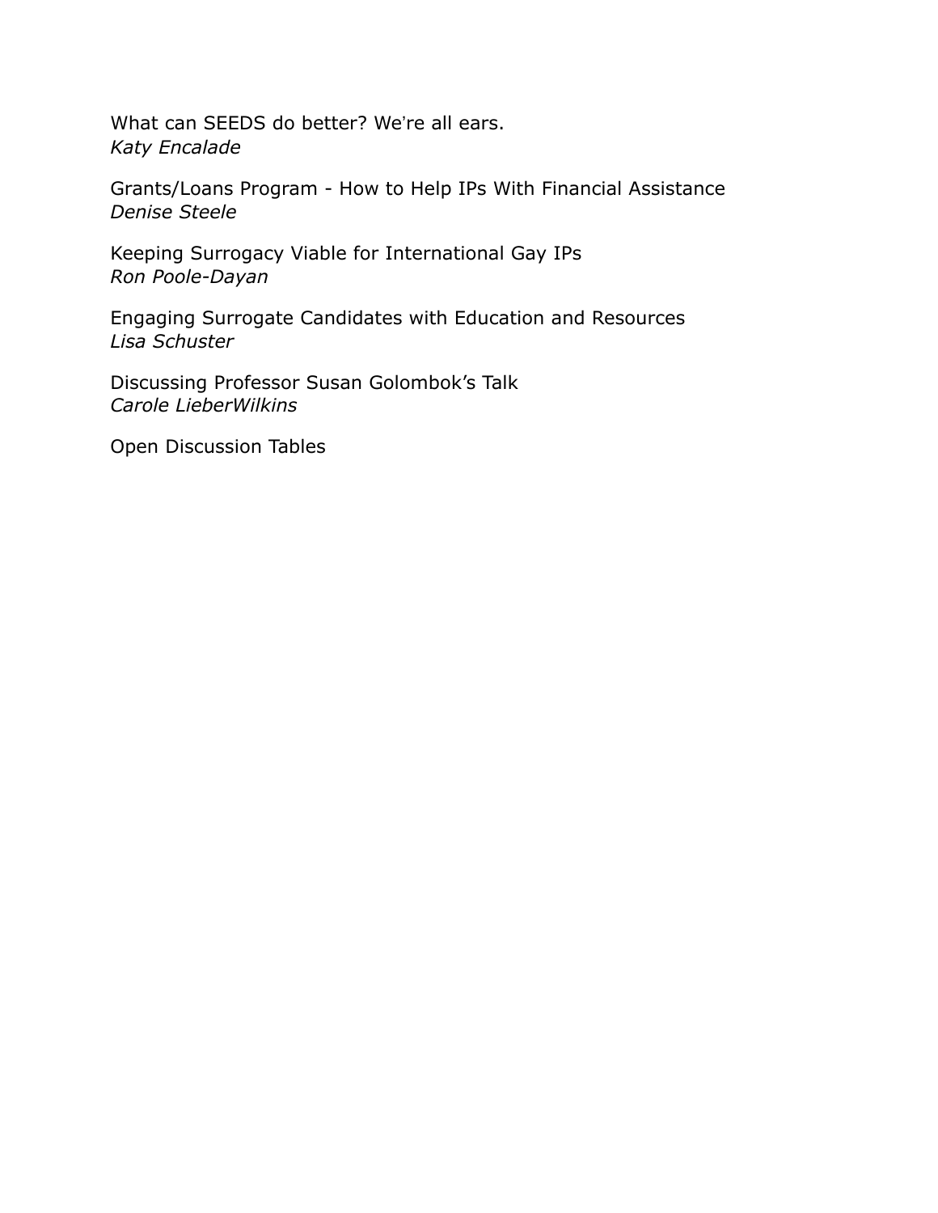What can SEEDS do better? We're all ears.
*Katy Encalade*

Grants/Loans Program - How to Help IPs With Financial Assistance
*Denise Steele*

Keeping Surrogacy Viable for International Gay IPs
*Ron Poole-Dayan*

Engaging Surrogate Candidates with Education and Resources
*Lisa Schuster*

Discussing Professor Susan Golombok's Talk
*Carole LieberWilkins*

Open Discussion Tables